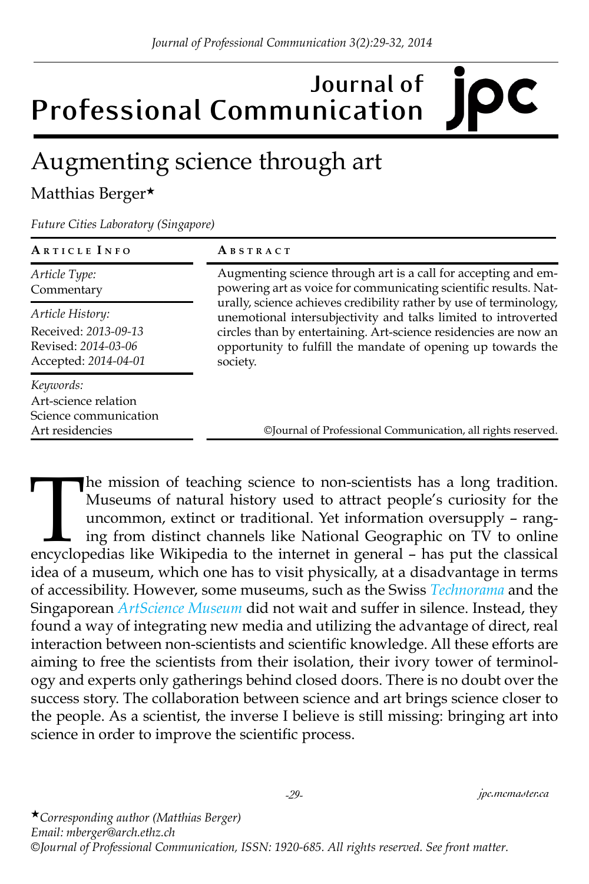# Augmenting science through art

Matthias Berger*

*Future Cities Laboratory (Singapore)*

| **Article Info** | **Abstract** |
|---|---|
| *Article Type:* Commentary | Augmenting science through art is a call for accepting and empowering art as voice for communicating scientific results. Naturally, science achieves credibility rather by use of terminology, unemotional intersubjectivity and talks limited to introverted circles than by entertaining. Art-science residencies are now an opportunity to fulfill the mandate of opening up towards the society. |
| *Article History:* Received: *2013-09-13* Revised: *2014-03-06* Accepted: *2014-04-01* | |
| *Keywords:* Art-science relation, Science communication, Art residencies | ©Journal of Professional Communication, all rights reserved. |

The mission of teaching science to non-scientists has a long tradition. Museums of natural history used to attract people's curiosity for the uncommon, extinct or traditional. Yet information oversupply – ranging from distinct channels like National Geographic on TV to online encyclopedias like Wikipedia to the internet in general – has put the classical idea of a museum, which one has to visit physically, at a disadvantage in terms of accessibility. However, some museums, such as the Swiss *Technorama* and the Singaporean *ArtScience Museum* did not wait and suffer in silence. Instead, they found a way of integrating new media and utilizing the advantage of direct, real interaction between non-scientists and scientific knowledge. All these efforts are aiming to free the scientists from their isolation, their ivory tower of terminology and experts only gatherings behind closed doors. There is no doubt over the success story. The collaboration between science and art brings science closer to the people. As a scientist, the inverse I believe is still missing: bringing art into science in order to improve the scientific process.

*Corresponding author (Matthias Berger)
Email: mberger@arch.ethz.ch
©Journal of Professional Communication, ISSN: 1920-685. All rights reserved. See front matter.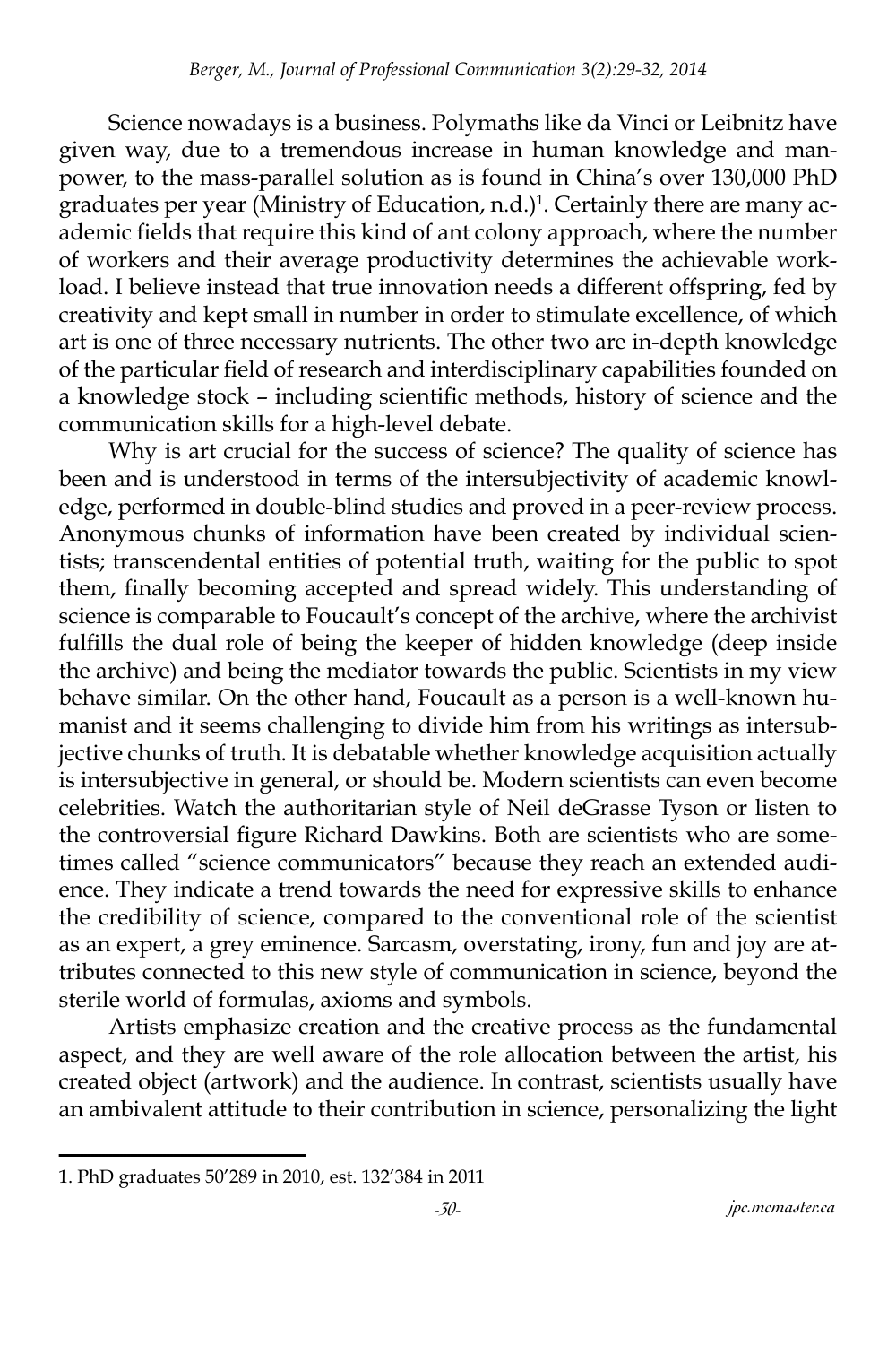Science nowadays is a business. Polymaths like da Vinci or Leibnitz have given way, due to a tremendous increase in human knowledge and manpower, to the mass-parallel solution as is found in China's over 130,000 PhD graduates per year (Ministry of Education, n.d.)[1]. Certainly there are many academic fields that require this kind of ant colony approach, where the number of workers and their average productivity determines the achievable workload. I believe instead that true innovation needs a different offspring, fed by creativity and kept small in number in order to stimulate excellence, of which art is one of three necessary nutrients. The other two are in-depth knowledge of the particular field of research and interdisciplinary capabilities founded on a knowledge stock – including scientific methods, history of science and the communication skills for a high-level debate.

Why is art crucial for the success of science? The quality of science has been and is understood in terms of the intersubjectivity of academic knowledge, performed in double-blind studies and proved in a peer-review process. Anonymous chunks of information have been created by individual scientists; transcendental entities of potential truth, waiting for the public to spot them, finally becoming accepted and spread widely. This understanding of science is comparable to Foucault's concept of the archive, where the archivist fulfills the dual role of being the keeper of hidden knowledge (deep inside the archive) and being the mediator towards the public. Scientists in my view behave similar. On the other hand, Foucault as a person is a well-known humanist and it seems challenging to divide him from his writings as intersubjective chunks of truth. It is debatable whether knowledge acquisition actually is intersubjective in general, or should be. Modern scientists can even become celebrities. Watch the authoritarian style of Neil deGrasse Tyson or listen to the controversial figure Richard Dawkins. Both are scientists who are sometimes called "science communicators" because they reach an extended audience. They indicate a trend towards the need for expressive skills to enhance the credibility of science, compared to the conventional role of the scientist as an expert, a grey eminence. Sarcasm, overstating, irony, fun and joy are attributes connected to this new style of communication in science, beyond the sterile world of formulas, axioms and symbols.

Artists emphasize creation and the creative process as the fundamental aspect, and they are well aware of the role allocation between the artist, his created object (artwork) and the audience. In contrast, scientists usually have an ambivalent attitude to their contribution in science, personalizing the light

---

1. PhD graduates 50'289 in 2010, est. 132'384 in 2011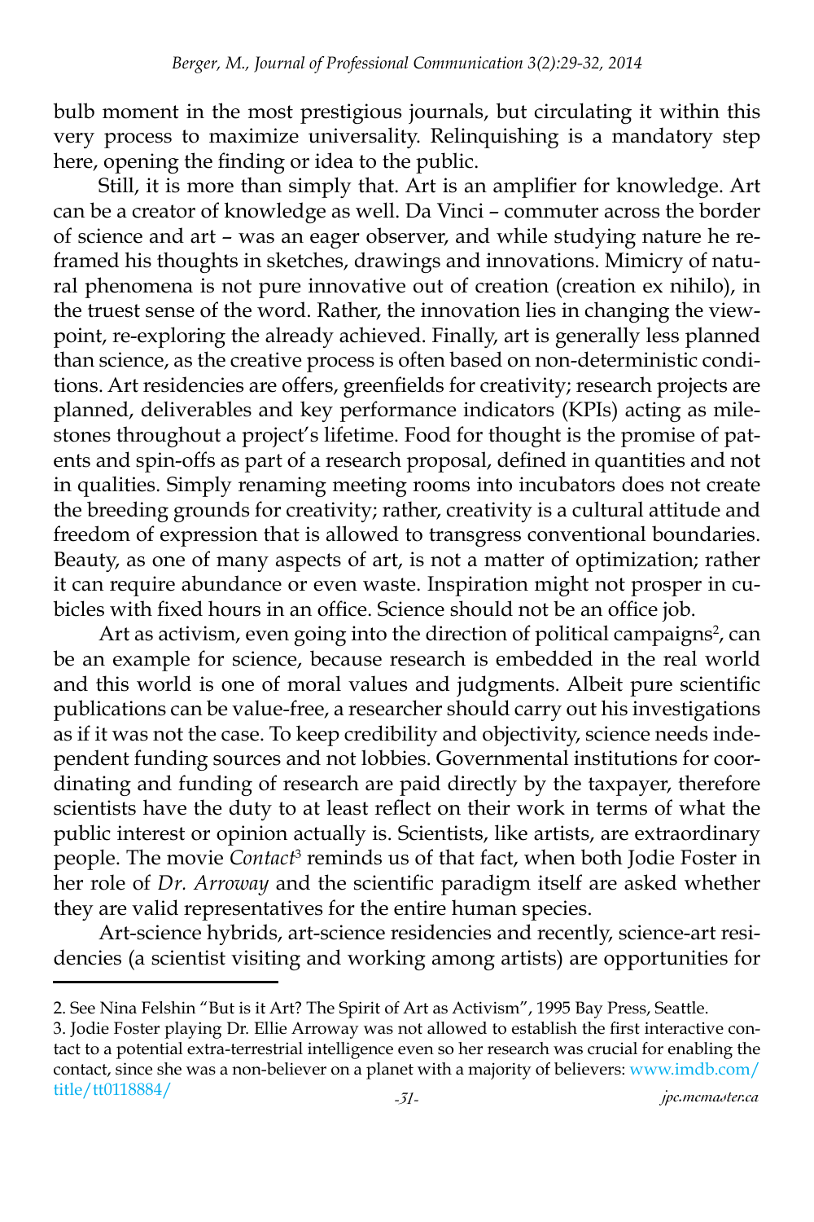bulb moment in the most prestigious journals, but circulating it within this very process to maximize universality. Relinquishing is a mandatory step here, opening the finding or idea to the public.

Still, it is more than simply that. Art is an amplifier for knowledge. Art can be a creator of knowledge as well. Da Vinci – commuter across the border of science and art – was an eager observer, and while studying nature he reframed his thoughts in sketches, drawings and innovations. Mimicry of natural phenomena is not pure innovative out of creation (creation ex nihilo), in the truest sense of the word. Rather, the innovation lies in changing the viewpoint, re-exploring the already achieved. Finally, art is generally less planned than science, as the creative process is often based on non-deterministic conditions. Art residencies are offers, greenfields for creativity; research projects are planned, deliverables and key performance indicators (KPIs) acting as milestones throughout a project's lifetime. Food for thought is the promise of patents and spin-offs as part of a research proposal, defined in quantities and not in qualities. Simply renaming meeting rooms into incubators does not create the breeding grounds for creativity; rather, creativity is a cultural attitude and freedom of expression that is allowed to transgress conventional boundaries. Beauty, as one of many aspects of art, is not a matter of optimization; rather it can require abundance or even waste. Inspiration might not prosper in cubicles with fixed hours in an office. Science should not be an office job.

Art as activism, even going into the direction of political campaigns[2], can be an example for science, because research is embedded in the real world and this world is one of moral values and judgments. Albeit pure scientific publications can be value-free, a researcher should carry out his investigations as if it was not the case. To keep credibility and objectivity, science needs independent funding sources and not lobbies. Governmental institutions for coordinating and funding of research are paid directly by the taxpayer, therefore scientists have the duty to at least reflect on their work in terms of what the public interest or opinion actually is. Scientists, like artists, are extraordinary people. The movie *Contact*[3] reminds us of that fact, when both Jodie Foster in her role of *Dr. Arroway* and the scientific paradigm itself are asked whether they are valid representatives for the entire human species.

Art-science hybrids, art-science residencies and recently, science-art residencies (a scientist visiting and working among artists) are opportunities for

---

2. See Nina Felshin "But is it Art? The Spirit of Art as Activism", 1995 Bay Press, Seattle.

3. Jodie Foster playing Dr. Ellie Arroway was not allowed to establish the first interactive contact to a potential extra-terrestrial intelligence even so her research was crucial for enabling the contact, since she was a non-believer on a planet with a majority of believers: www.imdb.com/title/tt0118884/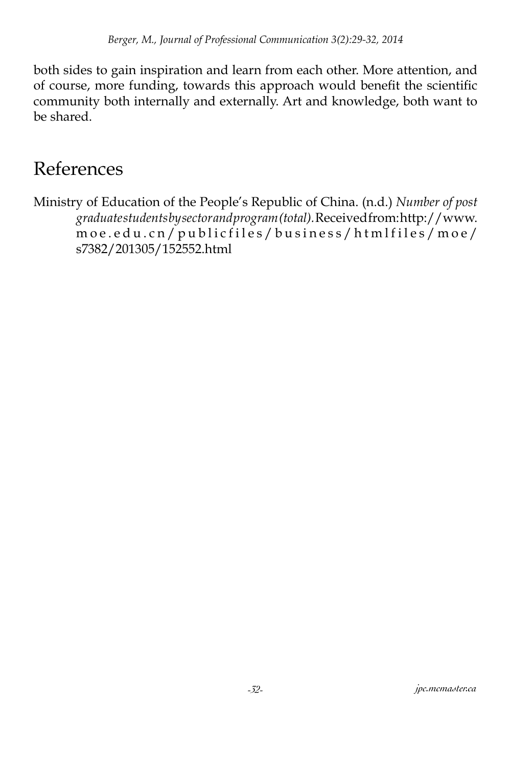both sides to gain inspiration and learn from each other. More attention, and of course, more funding, towards this approach would benefit the scientific community both internally and externally. Art and knowledge, both want to be shared.

## References

Ministry of Education of the People's Republic of China. (n.d.) *Number of post graduate students by sector and program (total).* Received from: http://www.moe.edu.cn/publicfiles/business/htmlfiles/moe/s7382/201305/152552.html